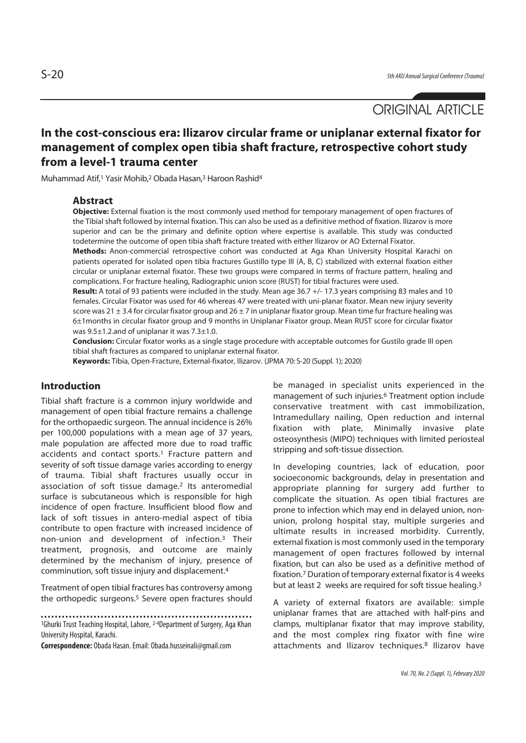ORIGINAL ARTICLE

# In the cost-conscious era: Ilizarov circular frame or uniplanar external fixator for management of complex open tibia shaft fracture, retrospective cohort study from a level-1 trauma center

Muhammad Atif,[1] Yasir Mohib,[2] Obada Hasan,[3] Haroon Rashid[4]

## Abstract

**Objective:** External fixation is the most commonly used method for temporary management of open fractures of the Tibial shaft followed by internal fixation. This can also be used as a definitive method of fixation. Ilizarov is more superior and can be the primary and definite option where expertise is available. This study was conducted todetermine the outcome of open tibia shaft fracture treated with either Ilizarov or AO External Fixator.

**Methods:** Anon-commercial retrospective cohort was conducted at Aga Khan University Hospital Karachi on patients operated for isolated open tibia fractures Gustillo type III (A, B, C) stabilized with external fixation either circular or uniplanar external fixator. These two groups were compared in terms of fracture pattern, healing and complications. For fracture healing, Radiographic union score (RUST) for tibial fractures were used.

**Result:** A total of 93 patients were included in the study. Mean age 36.7 +/- 17.3 years comprising 83 males and 10 females. Circular Fixator was used for 46 whereas 47 were treated with uni-planar fixator. Mean new injury severity score was 21 ± 3.4 for circular fixator group and 26 ± 7 in uniplanar fixator group. Mean time fur fracture healing was 6±1months in circular fixator group and 9 months in Uniplanar Fixator group. Mean RUST score for circular fixator was 9.5±1.2.and of uniplanar it was 7.3±1.0.

**Conclusion:** Circular fixator works as a single stage procedure with acceptable outcomes for Gustilo grade III open tibial shaft fractures as compared to uniplanar external fixator.

**Keywords:** Tibia, Open-Fracture, External-fixator, Ilizarov. (JPMA 70: S-20 (Suppl. 1); 2020)

## Introduction

Tibial shaft fracture is a common injury worldwide and management of open tibial fracture remains a challenge for the orthopaedic surgeon. The annual incidence is 26% per 100,000 populations with a mean age of 37 years, male population are affected more due to road traffic accidents and contact sports.[1] Fracture pattern and severity of soft tissue damage varies according to energy of trauma. Tibial shaft fractures usually occur in association of soft tissue damage.[2] Its anteromedial surface is subcutaneous which is responsible for high incidence of open fracture. Insufficient blood flow and lack of soft tissues in antero-medial aspect of tibia contribute to open fracture with increased incidence of non-union and development of infection.[3] Their treatment, prognosis, and outcome are mainly determined by the mechanism of injury, presence of comminution, soft tissue injury and displacement.[4]

Treatment of open tibial fractures has controversy among the orthopedic surgeons.[5] Severe open fractures should be managed in specialist units experienced in the management of such injuries.[6] Treatment option include conservative treatment with cast immobilization, Intramedullary nailing, Open reduction and internal fixation with plate, Minimally invasive plate osteosynthesis (MIPO) techniques with limited periosteal stripping and soft-tissue dissection.

In developing countries, lack of education, poor socioeconomic backgrounds, delay in presentation and appropriate planning for surgery add further to complicate the situation. As open tibial fractures are prone to infection which may end in delayed union, non-union, prolong hospital stay, multiple surgeries and ultimate results in increased morbidity. Currently, external fixation is most commonly used in the temporary management of open fractures followed by internal fixation, but can also be used as a definitive method of fixation.[7] Duration of temporary external fixator is 4 weeks but at least 2 weeks are required for soft tissue healing.[3]

A variety of external fixators are available: simple uniplanar frames that are attached with half-pins and clamps, multiplanar fixator that may improve stability, and the most complex ring fixator with fine wire attachments and Ilizarov techniques.[8] Ilizarov have

[1]Ghurki Trust Teaching Hospital, Lahore, [2-4]Department of Surgery, Aga Khan University Hospital, Karachi.

**Correspondence:** Obada Hasan. Email: Obada.husseinali@gmail.com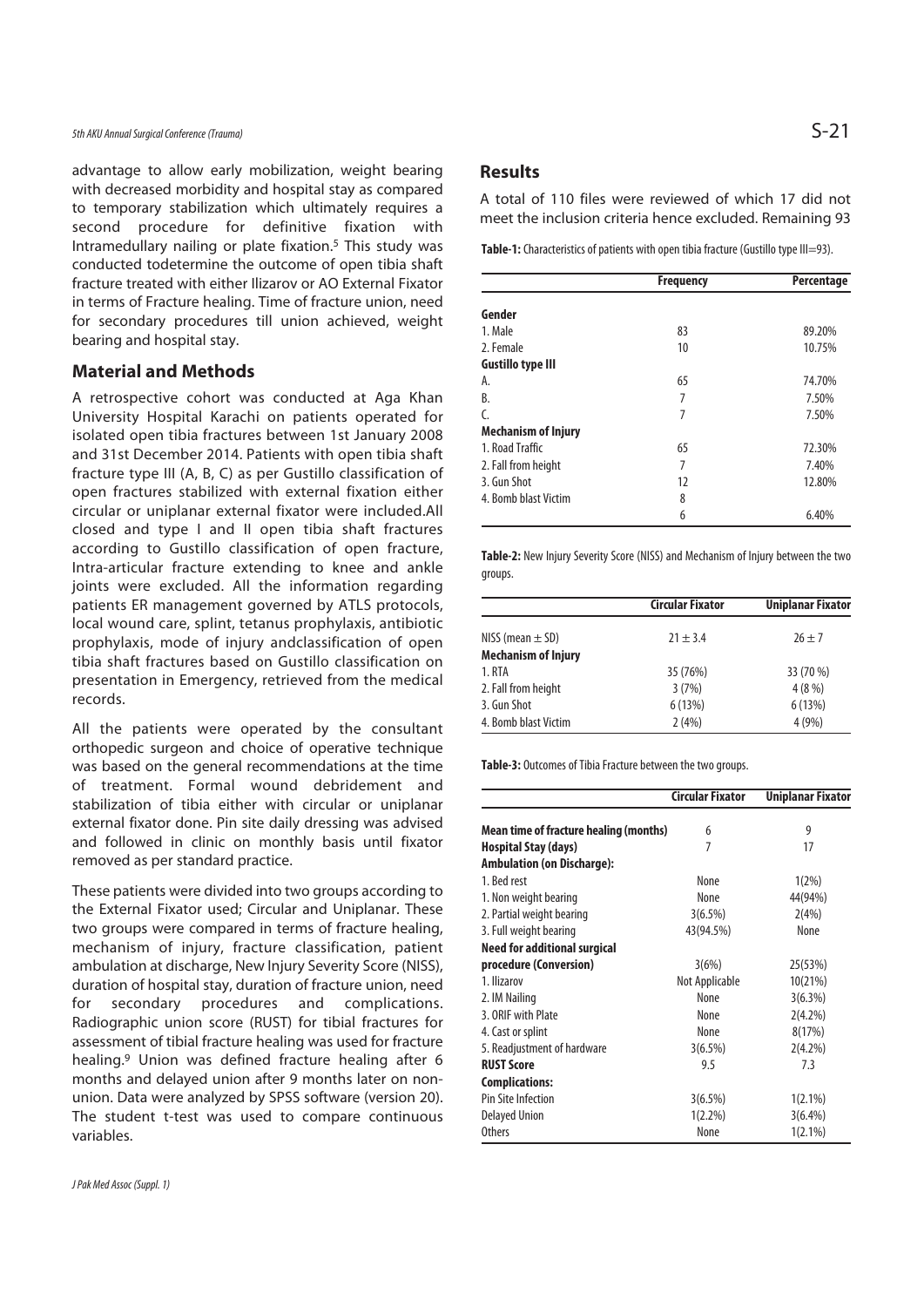advantage to allow early mobilization, weight bearing with decreased morbidity and hospital stay as compared to temporary stabilization which ultimately requires a second procedure for definitive fixation with Intramedullary nailing or plate fixation.[5] This study was conducted todetermine the outcome of open tibia shaft fracture treated with either Ilizarov or AO External Fixator in terms of Fracture healing. Time of fracture union, need for secondary procedures till union achieved, weight bearing and hospital stay.

## Material and Methods

A retrospective cohort was conducted at Aga Khan University Hospital Karachi on patients operated for isolated open tibia fractures between 1st January 2008 and 31st December 2014. Patients with open tibia shaft fracture type III (A, B, C) as per Gustillo classification of open fractures stabilized with external fixation either circular or uniplanar external fixator were included.All closed and type I and II open tibia shaft fractures according to Gustillo classification of open fracture, Intra-articular fracture extending to knee and ankle joints were excluded. All the information regarding patients ER management governed by ATLS protocols, local wound care, splint, tetanus prophylaxis, antibiotic prophylaxis, mode of injury andclassification of open tibia shaft fractures based on Gustillo classification on presentation in Emergency, retrieved from the medical records.

All the patients were operated by the consultant orthopedic surgeon and choice of operative technique was based on the general recommendations at the time of treatment. Formal wound debridement and stabilization of tibia either with circular or uniplanar external fixator done. Pin site daily dressing was advised and followed in clinic on monthly basis until fixator removed as per standard practice.

These patients were divided into two groups according to the External Fixator used; Circular and Uniplanar. These two groups were compared in terms of fracture healing, mechanism of injury, fracture classification, patient ambulation at discharge, New Injury Severity Score (NISS), duration of hospital stay, duration of fracture union, need for secondary procedures and complications. Radiographic union score (RUST) for tibial fractures for assessment of tibial fracture healing was used for fracture healing.[9] Union was defined fracture healing after 6 months and delayed union after 9 months later on non-union. Data were analyzed by SPSS software (version 20). The student t-test was used to compare continuous variables.

## Results

A total of 110 files were reviewed of which 17 did not meet the inclusion criteria hence excluded. Remaining 93

**Table-1:** Characteristics of patients with open tibia fracture (Gustillo type III=93).

| | Frequency | Percentage |
|---|---|---|
| **Gender** | | |
| 1. Male | 83 | 89.20% |
| 2. Female | 10 | 10.75% |
| **Gustillo type III** | | |
| A. | 65 | 74.70% |
| B. | 7 | 7.50% |
| C. | 7 | 7.50% |
| **Mechanism of Injury** | | |
| 1. Road Traffic | 65 | 72.30% |
| 2. Fall from height | 7 | 7.40% |
| 3. Gun Shot | 12 | 12.80% |
| 4. Bomb blast Victim | 8 | |
| | 6 | 6.40% |

**Table-2:** New Injury Severity Score (NISS) and Mechanism of Injury between the two groups.

| | Circular Fixator | Uniplanar Fixator |
|---|---|---|
| NISS (mean ± SD) | 21 ± 3.4 | 26 ± 7 |
| **Mechanism of Injury** | | |
| 1. RTA | 35 (76%) | 33 (70 %) |
| 2. Fall from height | 3 (7%) | 4 (8 %) |
| 3. Gun Shot | 6 (13%) | 6 (13%) |
| 4. Bomb blast Victim | 2 (4%) | 4 (9%) |

**Table-3:** Outcomes of Tibia Fracture between the two groups.

| | Circular Fixator | Uniplanar Fixator |
|---|---|---|
| **Mean time of fracture healing (months)** | 6 | 9 |
| **Hospital Stay (days)** | 7 | 17 |
| **Ambulation (on Discharge):** | | |
| 1. Bed rest | None | 1(2%) |
| 1. Non weight bearing | None | 44(94%) |
| 2. Partial weight bearing | 3(6.5%) | 2(4%) |
| 3. Full weight bearing | 43(94.5%) | None |
| **Need for additional surgical procedure (Conversion)** | 3(6%) | 25(53%) |
| 1. Ilizarov | Not Applicable | 10(21%) |
| 2. IM Nailing | None | 3(6.3%) |
| 3. ORIF with Plate | None | 2(4.2%) |
| 4. Cast or splint | None | 8(17%) |
| 5. Readjustment of hardware | 3(6.5%) | 2(4.2%) |
| **RUST Score** | 9.5 | 7.3 |
| **Complications:** | | |
| Pin Site Infection | 3(6.5%) | 1(2.1%) |
| Delayed Union | 1(2.2%) | 3(6.4%) |
| Others | None | 1(2.1%) |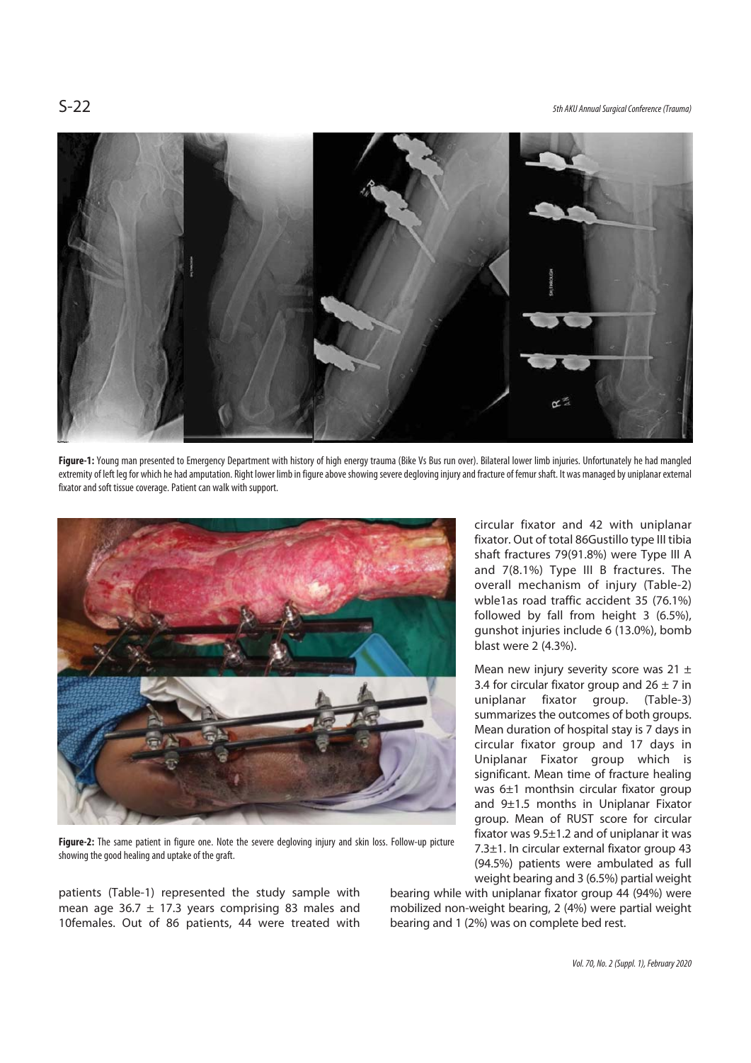**Figure-1:** Young man presented to Emergency Department with history of high energy trauma (Bike Vs Bus run over). Bilateral lower limb injuries. Unfortunately he had mangled extremity of left leg for which he had amputation. Right lower limb in figure above showing severe degloving injury and fracture of femur shaft. It was managed by uniplanar external fixator and soft tissue coverage. Patient can walk with support.

**Figure-2:** The same patient in figure one. Note the severe degloving injury and skin loss. Follow-up picture showing the good healing and uptake of the graft.

patients (Table-1) represented the study sample with mean age 36.7 ± 17.3 years comprising 83 males and 10females. Out of 86 patients, 44 were treated with circular fixator and 42 with uniplanar fixator. Out of total 86Gustillo type III tibia shaft fractures 79(91.8%) were Type III A and 7(8.1%) Type III B fractures. The overall mechanism of injury (Table-2) wble1as road traffic accident 35 (76.1%) followed by fall from height 3 (6.5%), gunshot injuries include 6 (13.0%), bomb blast were 2 (4.3%).

Mean new injury severity score was 21 ± 3.4 for circular fixator group and 26 ± 7 in uniplanar fixator group. (Table-3) summarizes the outcomes of both groups. Mean duration of hospital stay is 7 days in circular fixator group and 17 days in Uniplanar Fixator group which is significant. Mean time of fracture healing was 6±1 monthsin circular fixator group and 9±1.5 months in Uniplanar Fixator group. Mean of RUST score for circular fixator was 9.5±1.2 and of uniplanar it was 7.3±1. In circular external fixator group 43 (94.5%) patients were ambulated as full weight bearing and 3 (6.5%) partial weight bearing while with uniplanar fixator group 44 (94%) were mobilized non-weight bearing, 2 (4%) were partial weight bearing and 1 (2%) was on complete bed rest.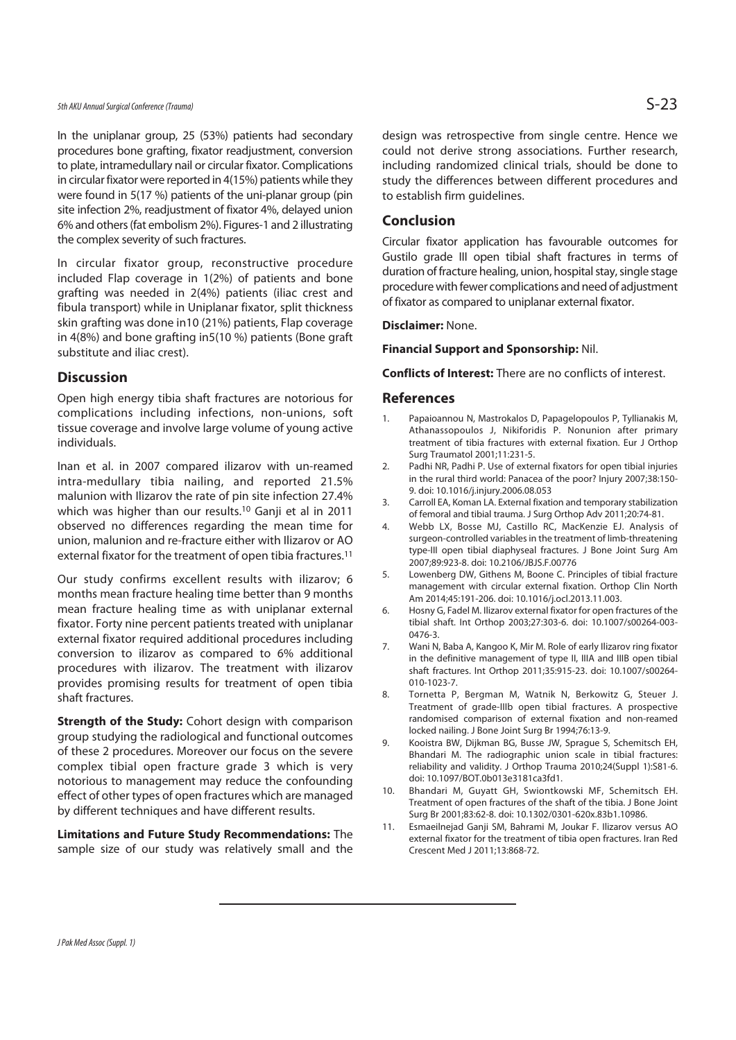In the uniplanar group, 25 (53%) patients had secondary procedures bone grafting, fixator readjustment, conversion to plate, intramedullary nail or circular fixator. Complications in circular fixator were reported in 4(15%) patients while they were found in 5(17 %) patients of the uni-planar group (pin site infection 2%, readjustment of fixator 4%, delayed union 6% and others (fat embolism 2%). Figures-1 and 2 illustrating the complex severity of such fractures.

In circular fixator group, reconstructive procedure included Flap coverage in 1(2%) of patients and bone grafting was needed in 2(4%) patients (iliac crest and fibula transport) while in Uniplanar fixator, split thickness skin grafting was done in10 (21%) patients, Flap coverage in 4(8%) and bone grafting in5(10 %) patients (Bone graft substitute and iliac crest).

## Discussion

Open high energy tibia shaft fractures are notorious for complications including infections, non-unions, soft tissue coverage and involve large volume of young active individuals.

Inan et al. in 2007 compared ilizarov with un-reamed intra-medullary tibia nailing, and reported 21.5% malunion with Ilizarov the rate of pin site infection 27.4% which was higher than our results.[10] Ganji et al in 2011 observed no differences regarding the mean time for union, malunion and re-fracture either with Ilizarov or AO external fixator for the treatment of open tibia fractures.[11]

Our study confirms excellent results with ilizarov; 6 months mean fracture healing time better than 9 months mean fracture healing time as with uniplanar external fixator. Forty nine percent patients treated with uniplanar external fixator required additional procedures including conversion to ilizarov as compared to 6% additional procedures with ilizarov. The treatment with ilizarov provides promising results for treatment of open tibia shaft fractures.

**Strength of the Study:** Cohort design with comparison group studying the radiological and functional outcomes of these 2 procedures. Moreover our focus on the severe complex tibial open fracture grade 3 which is very notorious to management may reduce the confounding effect of other types of open fractures which are managed by different techniques and have different results.

**Limitations and Future Study Recommendations:** The sample size of our study was relatively small and the design was retrospective from single centre. Hence we could not derive strong associations. Further research, including randomized clinical trials, should be done to study the differences between different procedures and to establish firm guidelines.

## Conclusion

Circular fixator application has favourable outcomes for Gustilo grade III open tibial shaft fractures in terms of duration of fracture healing, union, hospital stay, single stage procedure with fewer complications and need of adjustment of fixator as compared to uniplanar external fixator.

**Disclaimer:** None.

**Financial Support and Sponsorship:** Nil.

**Conflicts of Interest:** There are no conflicts of interest.

## References

1. Papaioannou N, Mastrokalos D, Papagelopoulos P, Tyllianakis M, Athanassopoulos J, Nikiforidis P. Nonunion after primary treatment of tibia fractures with external fixation. Eur J Orthop Surg Traumatol 2001;11:231-5.
2. Padhi NR, Padhi P. Use of external fixators for open tibial injuries in the rural third world: Panacea of the poor? Injury 2007;38:150-9. doi: 10.1016/j.injury.2006.08.053
3. Carroll EA, Koman LA. External fixation and temporary stabilization of femoral and tibial trauma. J Surg Orthop Adv 2011;20:74-81.
4. Webb LX, Bosse MJ, Castillo RC, MacKenzie EJ. Analysis of surgeon-controlled variables in the treatment of limb-threatening type-III open tibial diaphyseal fractures. J Bone Joint Surg Am 2007;89:923-8. doi: 10.2106/JBJS.F.00776
5. Lowenberg DW, Githens M, Boone C. Principles of tibial fracture management with circular external fixation. Orthop Clin North Am 2014;45:191-206. doi: 10.1016/j.ocl.2013.11.003.
6. Hosny G, Fadel M. Ilizarov external fixator for open fractures of the tibial shaft. Int Orthop 2003;27:303-6. doi: 10.1007/s00264-003-0476-3.
7. Wani N, Baba A, Kangoo K, Mir M. Role of early Ilizarov ring fixator in the definitive management of type II, IIIA and IIIB open tibial shaft fractures. Int Orthop 2011;35:915-23. doi: 10.1007/s00264-010-1023-7.
8. Tornetta P, Bergman M, Watnik N, Berkowitz G, Steuer J. Treatment of grade-IIIb open tibial fractures. A prospective randomised comparison of external fixation and non-reamed locked nailing. J Bone Joint Surg Br 1994;76:13-9.
9. Kooistra BW, Dijkman BG, Busse JW, Sprague S, Schemitsch EH, Bhandari M. The radiographic union scale in tibial fractures: reliability and validity. J Orthop Trauma 2010;24(Suppl 1):S81-6. doi: 10.1097/BOT.0b013e3181ca3fd1.
10. Bhandari M, Guyatt GH, Swiontkowski MF, Schemitsch EH. Treatment of open fractures of the shaft of the tibia. J Bone Joint Surg Br 2001;83:62-8. doi: 10.1302/0301-620x.83b1.10986.
11. Esmaeilnejad Ganji SM, Bahrami M, Joukar F. Ilizarov versus AO external fixator for the treatment of tibia open fractures. Iran Red Crescent Med J 2011;13:868-72.